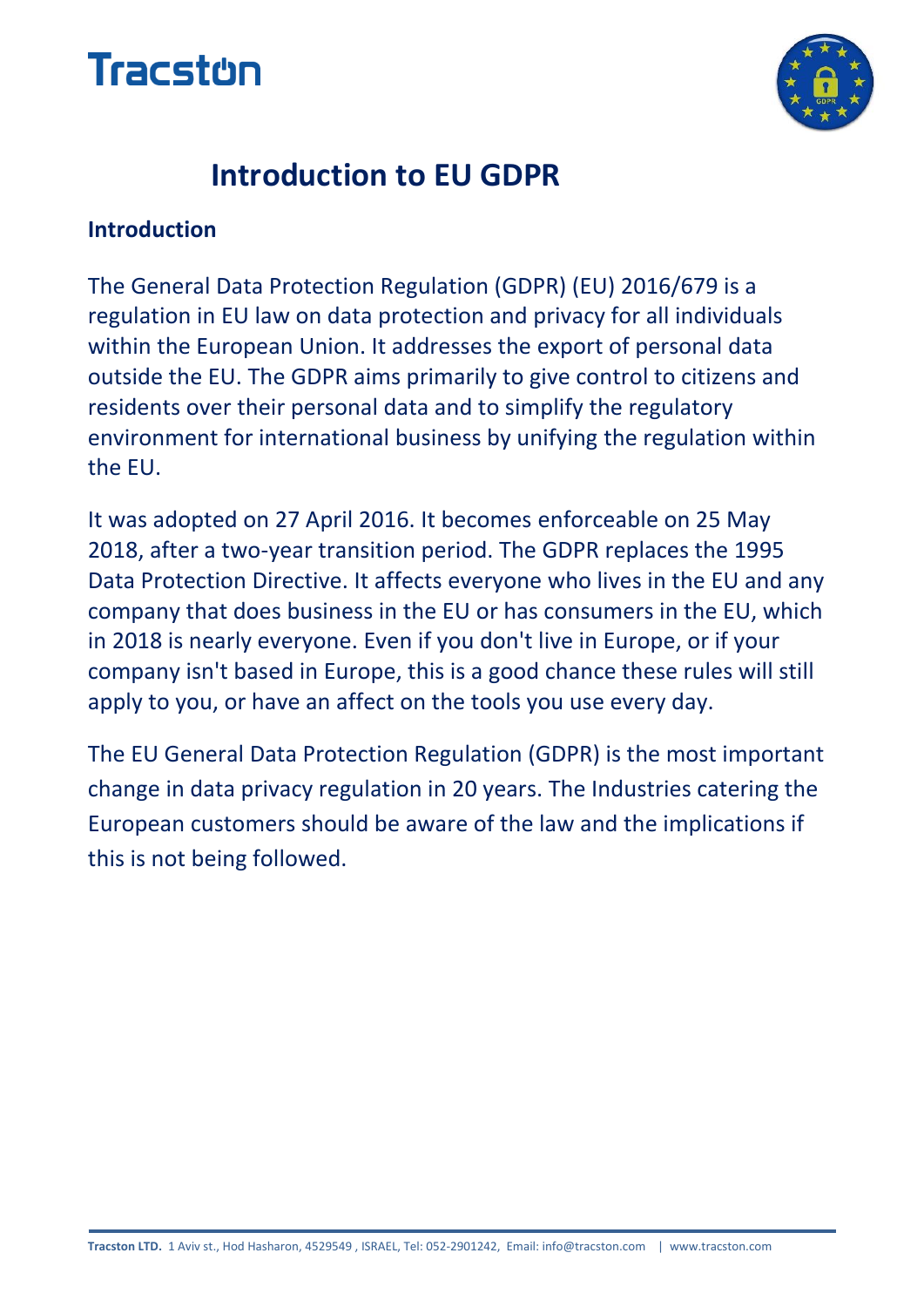Tracston

# Introduction to EU GDPR

## Introduction

The General Data Protection Regulation (GDPR) (EU) 2016/679 is a regulation in EU law on data protection and privacy for all individuals within the European Union. It addresses the export of personal data outside the EU. The GDPR aims primarily to give control to citizens and residents over their personal data and to simplify the regulatory environment for international business by unifying the regulation within the EU.

It was adopted on 27 April 2016. It becomes enforceable on 25 May 2018, after a two-year transition period. The GDPR replaces the 1995 Data Protection Directive. It affects everyone who lives in the EU and any company that does business in the EU or has consumers in the EU, which in 2018 is nearly everyone. Even if you don't live in Europe, or if your company isn't based in Europe, this is a good chance these rules will still apply to you, or have an affect on the tools you use every day.

The EU General Data Protection Regulation (GDPR) is the most important change in data privacy regulation in 20 years. The Industries catering the European customers should be aware of the law and the implications if this is not being followed.

**Tracston LTD.** 1 Aviv st., Hod Hasharon, 4529549 , ISRAEL, Tel: 052-2901242, Email: info@tracston.com | www.tracston.com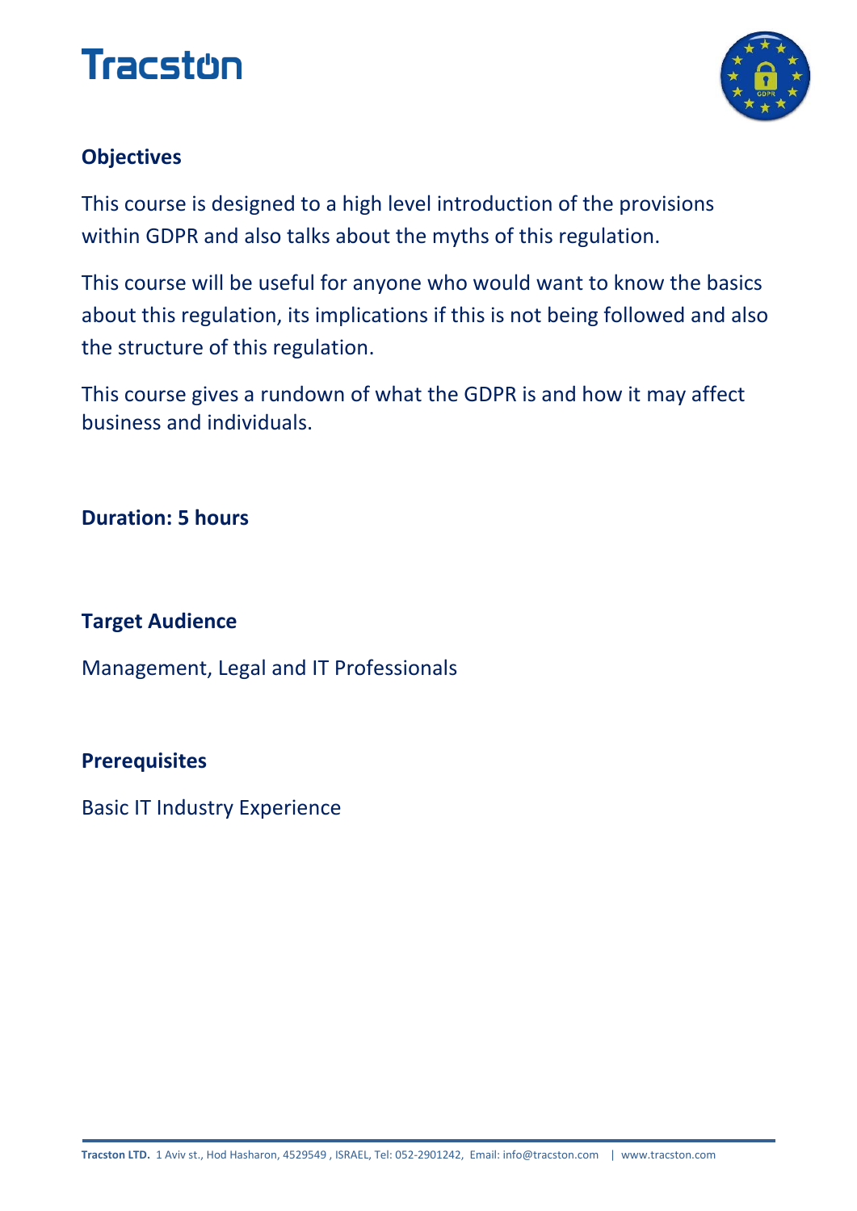## Objectives

This course is designed to a high level introduction of the provisions within GDPR and also talks about the myths of this regulation.

This course will be useful for anyone who would want to know the basics about this regulation, its implications if this is not being followed and also the structure of this regulation.

This course gives a rundown of what the GDPR is and how it may affect business and individuals.

**Duration: 5 hours**

## Target Audience

Management, Legal and IT Professionals

## Prerequisites

Basic IT Industry Experience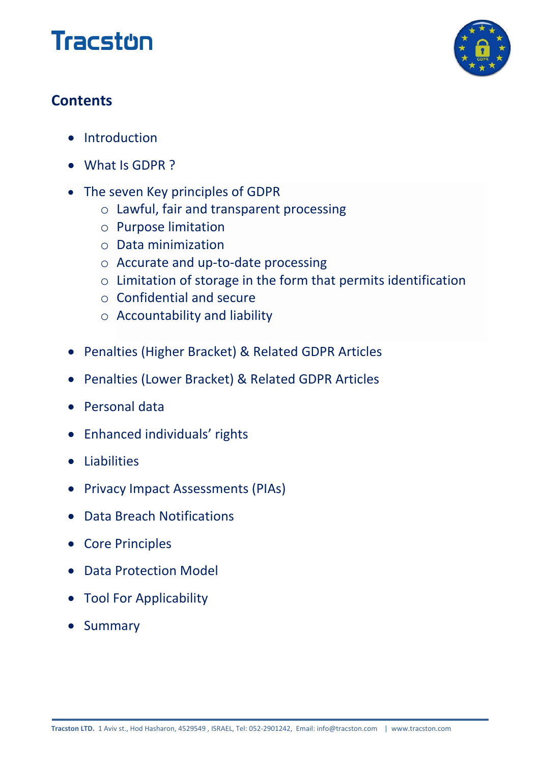## Contents

- Introduction
- What Is GDPR ?
- The seven Key principles of GDPR
  - Lawful, fair and transparent processing
  - Purpose limitation
  - Data minimization
  - Accurate and up-to-date processing
  - Limitation of storage in the form that permits identification
  - Confidential and secure
  - Accountability and liability
- Penalties (Higher Bracket) & Related GDPR Articles
- Penalties (Lower Bracket) & Related GDPR Articles
- Personal data
- Enhanced individuals' rights
- Liabilities
- Privacy Impact Assessments (PIAs)
- Data Breach Notifications
- Core Principles
- Data Protection Model
- Tool For Applicability
- Summary